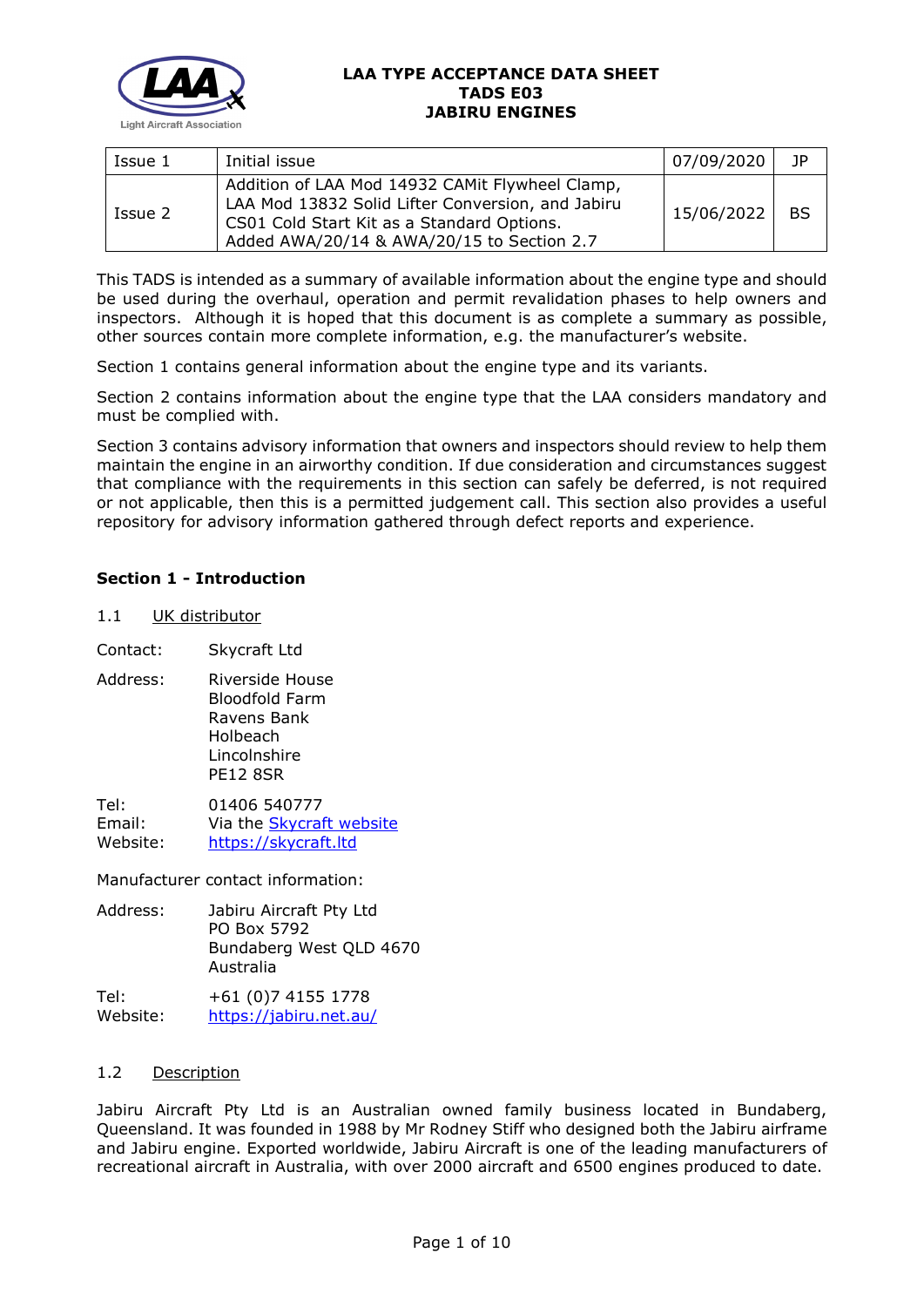# LAA TYPE ACCEPTANCE DATA SHEET
# TADS E03
# JABIRU ENGINES

| | | | |
|---|---|---|---|
| Issue 1 | Initial issue | 07/09/2020 | JP |
| Issue 2 | Addition of LAA Mod 14932 CAMit Flywheel Clamp, LAA Mod 13832 Solid Lifter Conversion, and Jabiru CS01 Cold Start Kit as a Standard Options. Added AWA/20/14 & AWA/20/15 to Section 2.7 | 15/06/2022 | BS |

This TADS is intended as a summary of available information about the engine type and should be used during the overhaul, operation and permit revalidation phases to help owners and inspectors. Although it is hoped that this document is as complete a summary as possible, other sources contain more complete information, e.g. the manufacturer's website.

Section 1 contains general information about the engine type and its variants.

Section 2 contains information about the engine type that the LAA considers mandatory and must be complied with.

Section 3 contains advisory information that owners and inspectors should review to help them maintain the engine in an airworthy condition. If due consideration and circumstances suggest that compliance with the requirements in this section can safely be deferred, is not required or not applicable, then this is a permitted judgement call. This section also provides a useful repository for advisory information gathered through defect reports and experience.

## Section 1 - Introduction

### 1.1 UK distributor

Contact: Skycraft Ltd

Address: Riverside House
Bloodfold Farm
Ravens Bank
Holbeach
Lincolnshire
PE12 8SR

Tel: 01406 540777
Email: Via the Skycraft website
Website: https://skycraft.ltd

Manufacturer contact information:

Address: Jabiru Aircraft Pty Ltd
PO Box 5792
Bundaberg West QLD 4670
Australia

Tel: +61 (0)7 4155 1778
Website: https://jabiru.net.au/

### 1.2 Description

Jabiru Aircraft Pty Ltd is an Australian owned family business located in Bundaberg, Queensland. It was founded in 1988 by Mr Rodney Stiff who designed both the Jabiru airframe and Jabiru engine. Exported worldwide, Jabiru Aircraft is one of the leading manufacturers of recreational aircraft in Australia, with over 2000 aircraft and 6500 engines produced to date.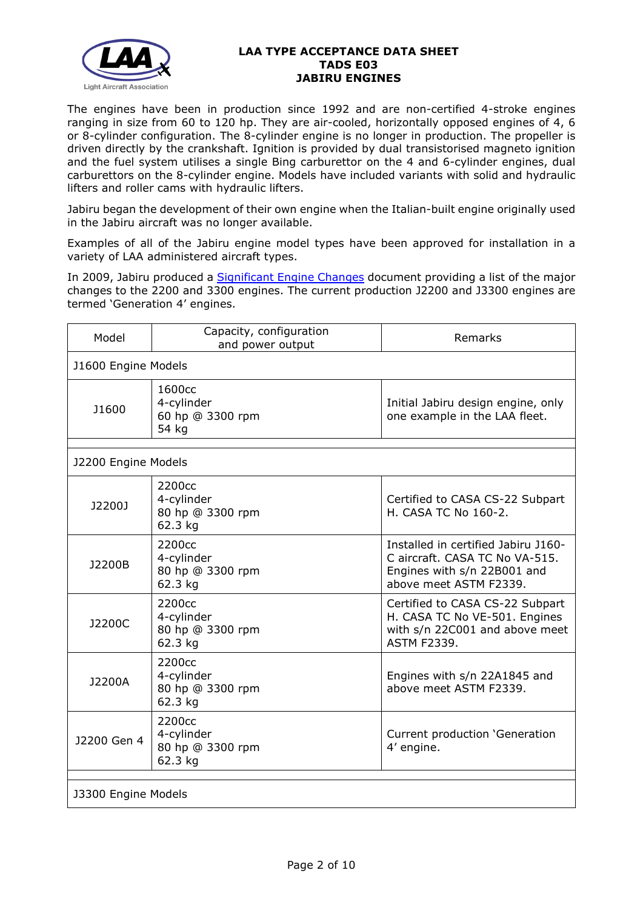The engines have been in production since 1992 and are non-certified 4-stroke engines ranging in size from 60 to 120 hp. They are air-cooled, horizontally opposed engines of 4, 6 or 8-cylinder configuration. The 8-cylinder engine is no longer in production. The propeller is driven directly by the crankshaft. Ignition is provided by dual transistorised magneto ignition and the fuel system utilises a single Bing carburettor on the 4 and 6-cylinder engines, dual carburettors on the 8-cylinder engine. Models have included variants with solid and hydraulic lifters and roller cams with hydraulic lifters.

Jabiru began the development of their own engine when the Italian-built engine originally used in the Jabiru aircraft was no longer available.

Examples of all of the Jabiru engine model types have been approved for installation in a variety of LAA administered aircraft types.

In 2009, Jabiru produced a [Significant Engine Changes] document providing a list of the major changes to the 2200 and 3300 engines. The current production J2200 and J3300 engines are termed 'Generation 4' engines.

| Model | Capacity, configuration and power output | Remarks |
|---|---|---|
| J1600 Engine Models | | |
| J1600 | 1600cc<br>4-cylinder<br>60 hp @ 3300 rpm<br>54 kg | Initial Jabiru design engine, only one example in the LAA fleet. |
| J2200 Engine Models | | |
| J2200J | 2200cc<br>4-cylinder<br>80 hp @ 3300 rpm<br>62.3 kg | Certified to CASA CS-22 Subpart H. CASA TC No 160-2. |
| J2200B | 2200cc<br>4-cylinder<br>80 hp @ 3300 rpm<br>62.3 kg | Installed in certified Jabiru J160-C aircraft. CASA TC No VA-515. Engines with s/n 22B001 and above meet ASTM F2339. |
| J2200C | 2200cc<br>4-cylinder<br>80 hp @ 3300 rpm<br>62.3 kg | Certified to CASA CS-22 Subpart H. CASA TC No VE-501. Engines with s/n 22C001 and above meet ASTM F2339. |
| J2200A | 2200cc<br>4-cylinder<br>80 hp @ 3300 rpm<br>62.3 kg | Engines with s/n 22A1845 and above meet ASTM F2339. |
| J2200 Gen 4 | 2200cc<br>4-cylinder<br>80 hp @ 3300 rpm<br>62.3 kg | Current production 'Generation 4' engine. |
| J3300 Engine Models | | |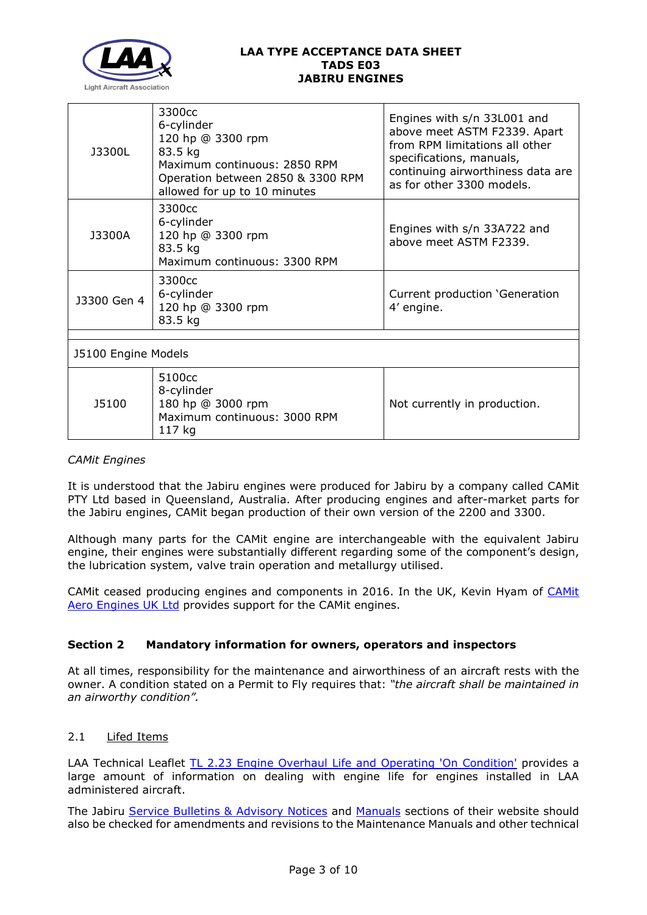| | | |
|---|---|---|
| J3300L | 3300cc<br>6-cylinder<br>120 hp @ 3300 rpm<br>83.5 kg<br>Maximum continuous: 2850 RPM<br>Operation between 2850 & 3300 RPM allowed for up to 10 minutes | Engines with s/n 33L001 and above meet ASTM F2339. Apart from RPM limitations all other specifications, manuals, continuing airworthiness data are as for other 3300 models. |
| J3300A | 3300cc<br>6-cylinder<br>120 hp @ 3300 rpm<br>83.5 kg<br>Maximum continuous: 3300 RPM | Engines with s/n 33A722 and above meet ASTM F2339. |
| J3300 Gen 4 | 3300cc<br>6-cylinder<br>120 hp @ 3300 rpm<br>83.5 kg | Current production 'Generation 4' engine. |
| | | |
| J5100 Engine Models | | |
| J5100 | 5100cc<br>8-cylinder<br>180 hp @ 3000 rpm<br>Maximum continuous: 3000 RPM<br>117 kg | Not currently in production. |

*CAMit Engines*

It is understood that the Jabiru engines were produced for Jabiru by a company called CAMit PTY Ltd based in Queensland, Australia. After producing engines and after-market parts for the Jabiru engines, CAMit began production of their own version of the 2200 and 3300.

Although many parts for the CAMit engine are interchangeable with the equivalent Jabiru engine, their engines were substantially different regarding some of the component's design, the lubrication system, valve train operation and metallurgy utilised.

CAMit ceased producing engines and components in 2016. In the UK, Kevin Hyam of CAMit Aero Engines UK Ltd provides support for the CAMit engines.

## Section 2 Mandatory information for owners, operators and inspectors

At all times, responsibility for the maintenance and airworthiness of an aircraft rests with the owner. A condition stated on a Permit to Fly requires that: *"the aircraft shall be maintained in an airworthy condition".*

### 2.1 Lifed Items

LAA Technical Leaflet TL 2.23 Engine Overhaul Life and Operating 'On Condition' provides a large amount of information on dealing with engine life for engines installed in LAA administered aircraft.

The Jabiru Service Bulletins & Advisory Notices and Manuals sections of their website should also be checked for amendments and revisions to the Maintenance Manuals and other technical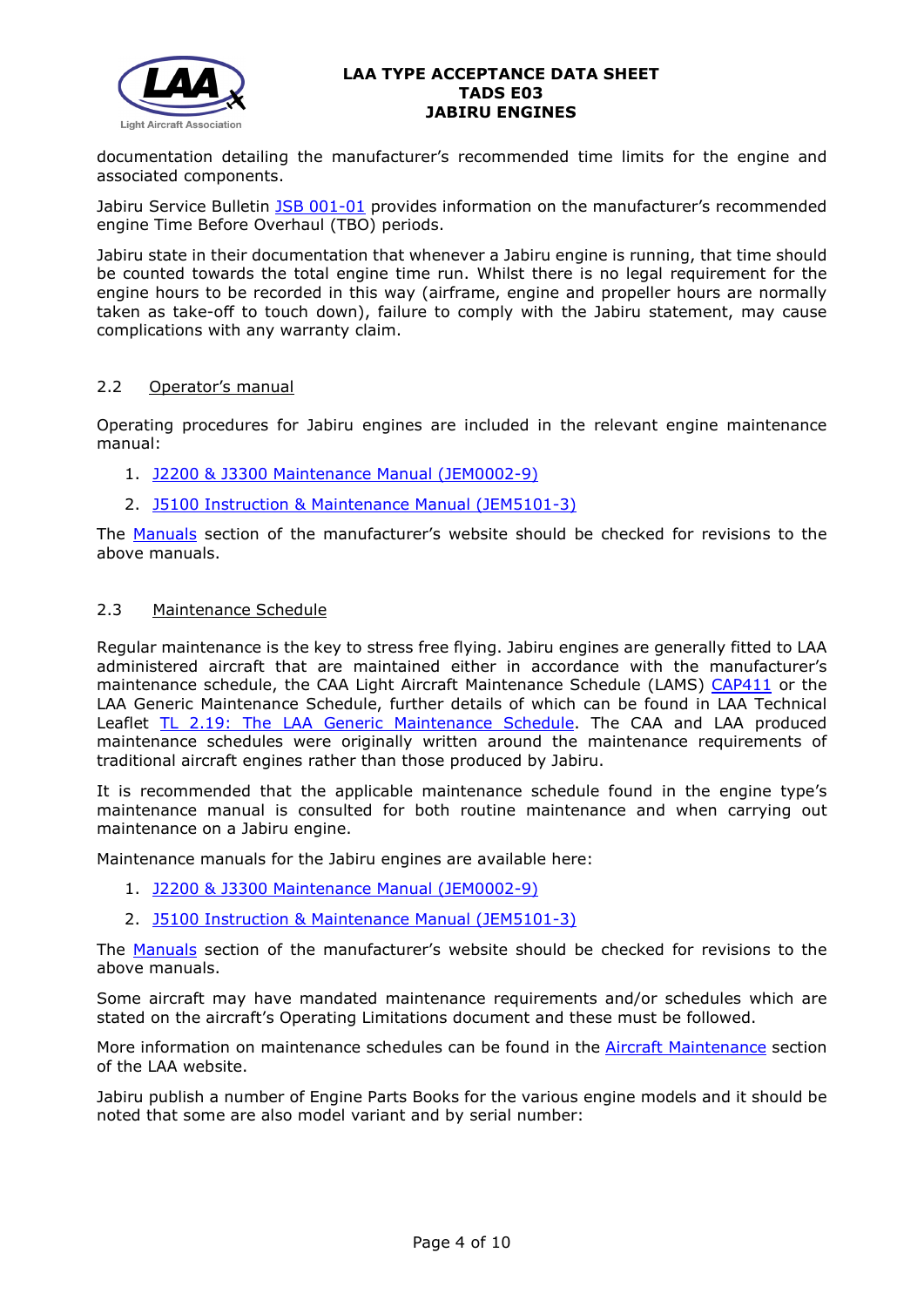documentation detailing the manufacturer's recommended time limits for the engine and associated components.

Jabiru Service Bulletin JSB 001-01 provides information on the manufacturer's recommended engine Time Before Overhaul (TBO) periods.

Jabiru state in their documentation that whenever a Jabiru engine is running, that time should be counted towards the total engine time run. Whilst there is no legal requirement for the engine hours to be recorded in this way (airframe, engine and propeller hours are normally taken as take-off to touch down), failure to comply with the Jabiru statement, may cause complications with any warranty claim.

### 2.2 Operator's manual

Operating procedures for Jabiru engines are included in the relevant engine maintenance manual:

1. J2200 & J3300 Maintenance Manual (JEM0002-9)
2. J5100 Instruction & Maintenance Manual (JEM5101-3)

The Manuals section of the manufacturer's website should be checked for revisions to the above manuals.

### 2.3 Maintenance Schedule

Regular maintenance is the key to stress free flying. Jabiru engines are generally fitted to LAA administered aircraft that are maintained either in accordance with the manufacturer's maintenance schedule, the CAA Light Aircraft Maintenance Schedule (LAMS) CAP411 or the LAA Generic Maintenance Schedule, further details of which can be found in LAA Technical Leaflet TL 2.19: The LAA Generic Maintenance Schedule. The CAA and LAA produced maintenance schedules were originally written around the maintenance requirements of traditional aircraft engines rather than those produced by Jabiru.

It is recommended that the applicable maintenance schedule found in the engine type's maintenance manual is consulted for both routine maintenance and when carrying out maintenance on a Jabiru engine.

Maintenance manuals for the Jabiru engines are available here:

1. J2200 & J3300 Maintenance Manual (JEM0002-9)
2. J5100 Instruction & Maintenance Manual (JEM5101-3)

The Manuals section of the manufacturer's website should be checked for revisions to the above manuals.

Some aircraft may have mandated maintenance requirements and/or schedules which are stated on the aircraft's Operating Limitations document and these must be followed.

More information on maintenance schedules can be found in the Aircraft Maintenance section of the LAA website.

Jabiru publish a number of Engine Parts Books for the various engine models and it should be noted that some are also model variant and by serial number: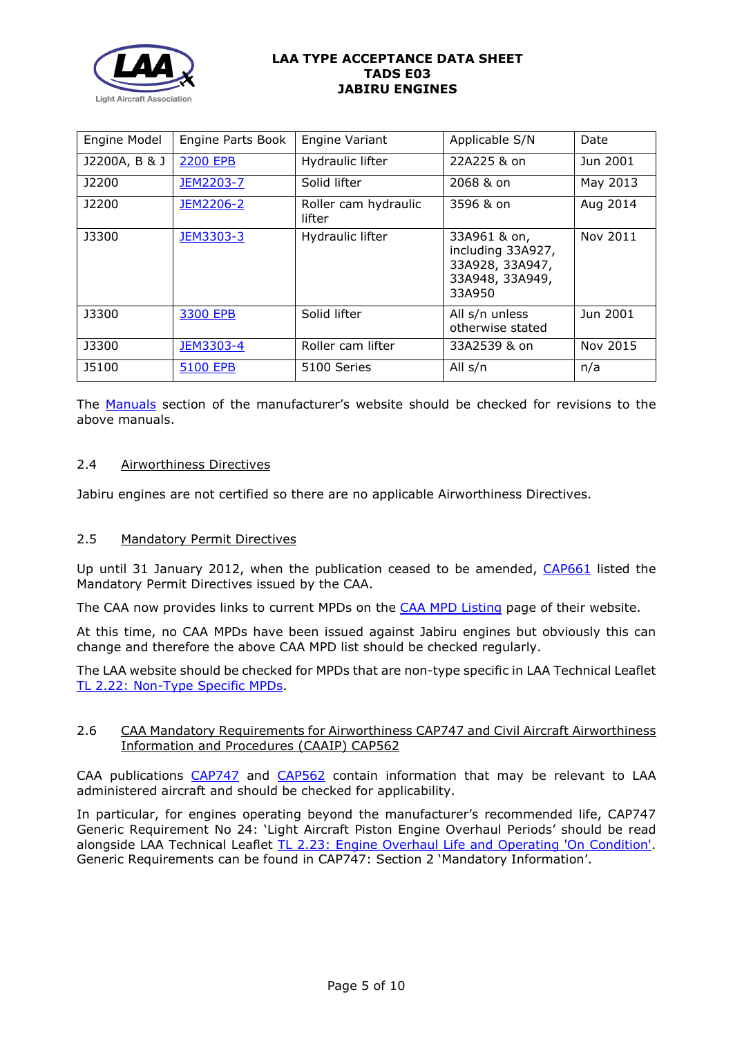| Engine Model | Engine Parts Book | Engine Variant | Applicable S/N | Date |
|---|---|---|---|---|
| J2200A, B & J | 2200 EPB | Hydraulic lifter | 22A225 & on | Jun 2001 |
| J2200 | JEM2203-7 | Solid lifter | 2068 & on | May 2013 |
| J2200 | JEM2206-2 | Roller cam hydraulic lifter | 3596 & on | Aug 2014 |
| J3300 | JEM3303-3 | Hydraulic lifter | 33A961 & on, including 33A927, 33A928, 33A947, 33A948, 33A949, 33A950 | Nov 2011 |
| J3300 | 3300 EPB | Solid lifter | All s/n unless otherwise stated | Jun 2001 |
| J3300 | JEM3303-4 | Roller cam lifter | 33A2539 & on | Nov 2015 |
| J5100 | 5100 EPB | 5100 Series | All s/n | n/a |

The Manuals section of the manufacturer's website should be checked for revisions to the above manuals.

### 2.4 Airworthiness Directives

Jabiru engines are not certified so there are no applicable Airworthiness Directives.

### 2.5 Mandatory Permit Directives

Up until 31 January 2012, when the publication ceased to be amended, CAP661 listed the Mandatory Permit Directives issued by the CAA.

The CAA now provides links to current MPDs on the CAA MPD Listing page of their website.

At this time, no CAA MPDs have been issued against Jabiru engines but obviously this can change and therefore the above CAA MPD list should be checked regularly.

The LAA website should be checked for MPDs that are non-type specific in LAA Technical Leaflet TL 2.22: Non-Type Specific MPDs.

### 2.6 CAA Mandatory Requirements for Airworthiness CAP747 and Civil Aircraft Airworthiness Information and Procedures (CAAIP) CAP562

CAA publications CAP747 and CAP562 contain information that may be relevant to LAA administered aircraft and should be checked for applicability.

In particular, for engines operating beyond the manufacturer's recommended life, CAP747 Generic Requirement No 24: 'Light Aircraft Piston Engine Overhaul Periods' should be read alongside LAA Technical Leaflet TL 2.23: Engine Overhaul Life and Operating 'On Condition'. Generic Requirements can be found in CAP747: Section 2 'Mandatory Information'.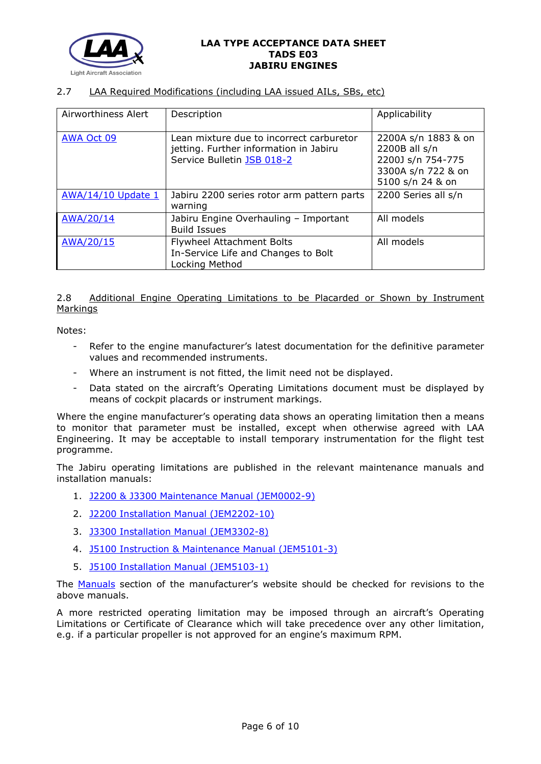### 2.7 LAA Required Modifications (including LAA issued AILs, SBs, etc)

| Airworthiness Alert | Description | Applicability |
|---|---|---|
| AWA Oct 09 | Lean mixture due to incorrect carburetor jetting. Further information in Jabiru Service Bulletin JSB 018-2 | 2200A s/n 1883 & on<br>2200B all s/n<br>2200J s/n 754-775<br>3300A s/n 722 & on<br>5100 s/n 24 & on |
| AWA/14/10 Update 1 | Jabiru 2200 series rotor arm pattern parts warning | 2200 Series all s/n |
| AWA/20/14 | Jabiru Engine Overhauling – Important Build Issues | All models |
| AWA/20/15 | Flywheel Attachment Bolts<br>In-Service Life and Changes to Bolt Locking Method | All models |

### 2.8 Additional Engine Operating Limitations to be Placarded or Shown by Instrument Markings

Notes:

- Refer to the engine manufacturer's latest documentation for the definitive parameter values and recommended instruments.
- Where an instrument is not fitted, the limit need not be displayed.
- Data stated on the aircraft's Operating Limitations document must be displayed by means of cockpit placards or instrument markings.

Where the engine manufacturer's operating data shows an operating limitation then a means to monitor that parameter must be installed, except when otherwise agreed with LAA Engineering. It may be acceptable to install temporary instrumentation for the flight test programme.

The Jabiru operating limitations are published in the relevant maintenance manuals and installation manuals:

1. J2200 & J3300 Maintenance Manual (JEM0002-9)
2. J2200 Installation Manual (JEM2202-10)
3. J3300 Installation Manual (JEM3302-8)
4. J5100 Instruction & Maintenance Manual (JEM5101-3)
5. J5100 Installation Manual (JEM5103-1)

The Manuals section of the manufacturer's website should be checked for revisions to the above manuals.

A more restricted operating limitation may be imposed through an aircraft's Operating Limitations or Certificate of Clearance which will take precedence over any other limitation, e.g. if a particular propeller is not approved for an engine's maximum RPM.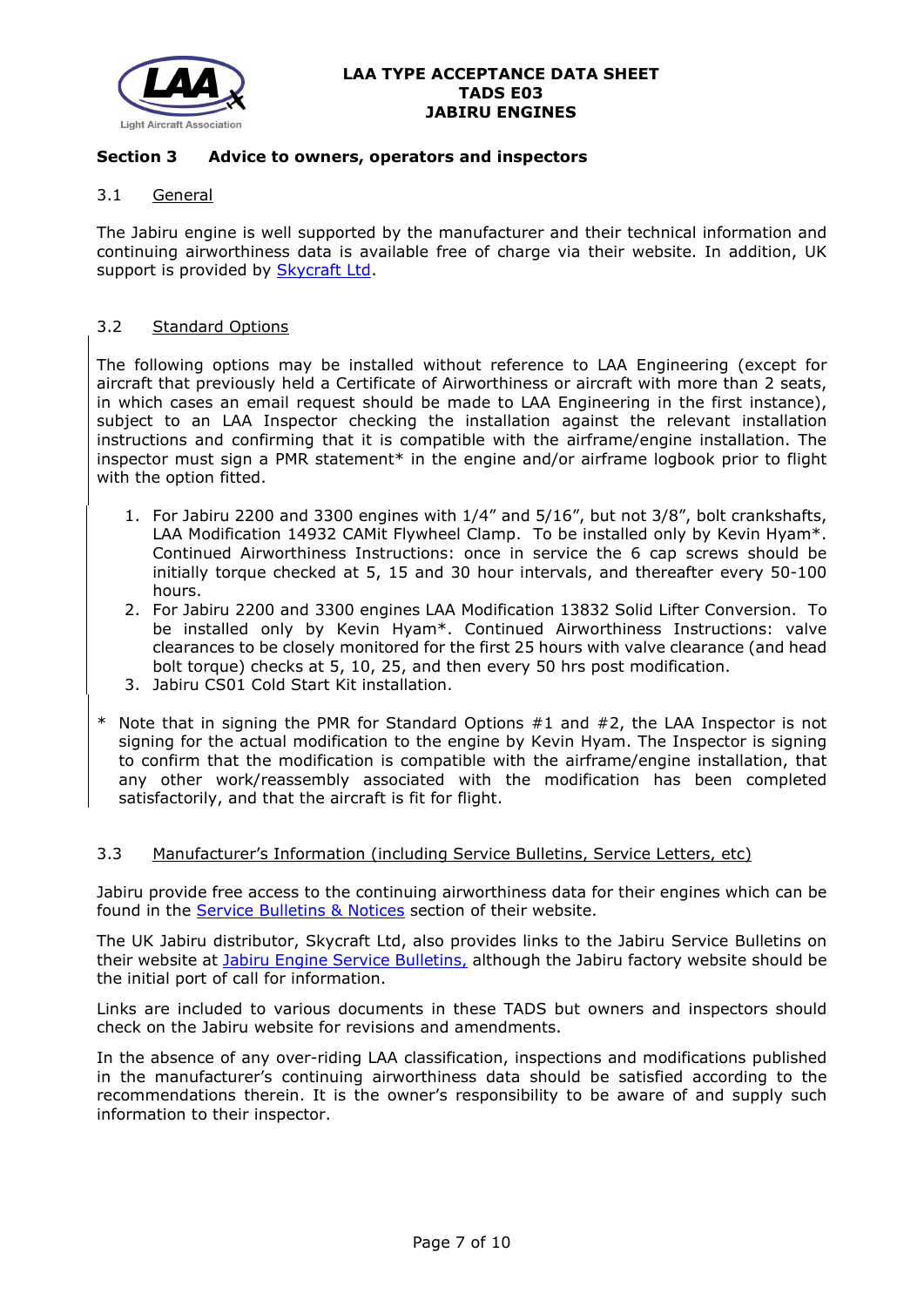## Section 3 Advice to owners, operators and inspectors

### 3.1 General

The Jabiru engine is well supported by the manufacturer and their technical information and continuing airworthiness data is available free of charge via their website. In addition, UK support is provided by Skycraft Ltd.

### 3.2 Standard Options

The following options may be installed without reference to LAA Engineering (except for aircraft that previously held a Certificate of Airworthiness or aircraft with more than 2 seats, in which cases an email request should be made to LAA Engineering in the first instance), subject to an LAA Inspector checking the installation against the relevant installation instructions and confirming that it is compatible with the airframe/engine installation. The inspector must sign a PMR statement* in the engine and/or airframe logbook prior to flight with the option fitted.

1. For Jabiru 2200 and 3300 engines with 1/4" and 5/16", but not 3/8", bolt crankshafts, LAA Modification 14932 CAMit Flywheel Clamp. To be installed only by Kevin Hyam*. Continued Airworthiness Instructions: once in service the 6 cap screws should be initially torque checked at 5, 15 and 30 hour intervals, and thereafter every 50-100 hours.
2. For Jabiru 2200 and 3300 engines LAA Modification 13832 Solid Lifter Conversion. To be installed only by Kevin Hyam*. Continued Airworthiness Instructions: valve clearances to be closely monitored for the first 25 hours with valve clearance (and head bolt torque) checks at 5, 10, 25, and then every 50 hrs post modification.
3. Jabiru CS01 Cold Start Kit installation.

\* Note that in signing the PMR for Standard Options #1 and #2, the LAA Inspector is not signing for the actual modification to the engine by Kevin Hyam. The Inspector is signing to confirm that the modification is compatible with the airframe/engine installation, that any other work/reassembly associated with the modification has been completed satisfactorily, and that the aircraft is fit for flight.

### 3.3 Manufacturer's Information (including Service Bulletins, Service Letters, etc)

Jabiru provide free access to the continuing airworthiness data for their engines which can be found in the Service Bulletins & Notices section of their website.

The UK Jabiru distributor, Skycraft Ltd, also provides links to the Jabiru Service Bulletins on their website at Jabiru Engine Service Bulletins, although the Jabiru factory website should be the initial port of call for information.

Links are included to various documents in these TADS but owners and inspectors should check on the Jabiru website for revisions and amendments.

In the absence of any over-riding LAA classification, inspections and modifications published in the manufacturer's continuing airworthiness data should be satisfied according to the recommendations therein. It is the owner's responsibility to be aware of and supply such information to their inspector.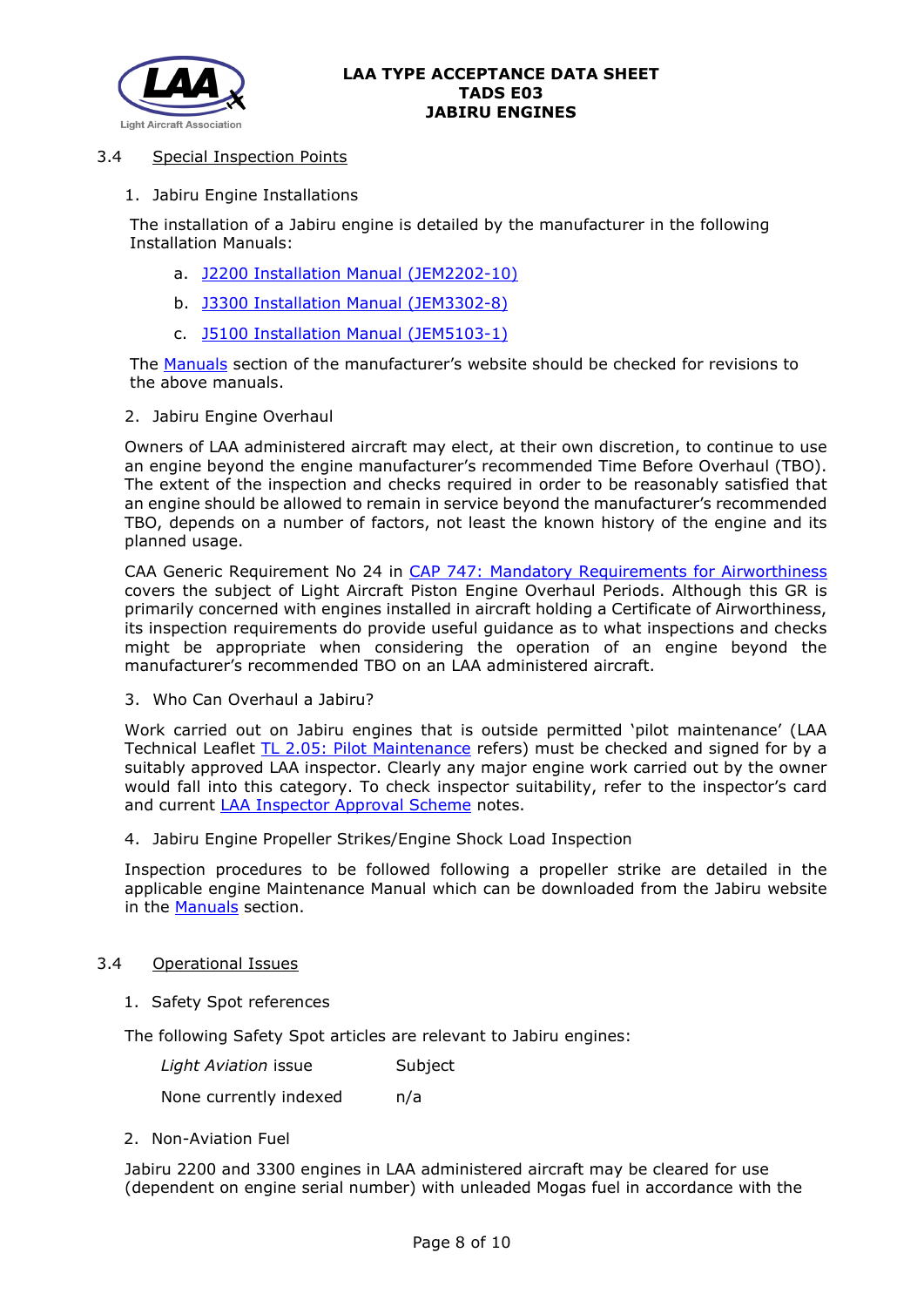### 3.4 Special Inspection Points

1. Jabiru Engine Installations

The installation of a Jabiru engine is detailed by the manufacturer in the following Installation Manuals:

   a. J2200 Installation Manual (JEM2202-10)
   b. J3300 Installation Manual (JEM3302-8)
   c. J5100 Installation Manual (JEM5103-1)

The Manuals section of the manufacturer's website should be checked for revisions to the above manuals.

2. Jabiru Engine Overhaul

Owners of LAA administered aircraft may elect, at their own discretion, to continue to use an engine beyond the engine manufacturer's recommended Time Before Overhaul (TBO). The extent of the inspection and checks required in order to be reasonably satisfied that an engine should be allowed to remain in service beyond the manufacturer's recommended TBO, depends on a number of factors, not least the known history of the engine and its planned usage.

CAA Generic Requirement No 24 in CAP 747: Mandatory Requirements for Airworthiness covers the subject of Light Aircraft Piston Engine Overhaul Periods. Although this GR is primarily concerned with engines installed in aircraft holding a Certificate of Airworthiness, its inspection requirements do provide useful guidance as to what inspections and checks might be appropriate when considering the operation of an engine beyond the manufacturer's recommended TBO on an LAA administered aircraft.

3. Who Can Overhaul a Jabiru?

Work carried out on Jabiru engines that is outside permitted 'pilot maintenance' (LAA Technical Leaflet TL 2.05: Pilot Maintenance refers) must be checked and signed for by a suitably approved LAA inspector. Clearly any major engine work carried out by the owner would fall into this category. To check inspector suitability, refer to the inspector's card and current LAA Inspector Approval Scheme notes.

4. Jabiru Engine Propeller Strikes/Engine Shock Load Inspection

Inspection procedures to be followed following a propeller strike are detailed in the applicable engine Maintenance Manual which can be downloaded from the Jabiru website in the Manuals section.

### 3.4 Operational Issues

1. Safety Spot references

The following Safety Spot articles are relevant to Jabiru engines:

| *Light Aviation* issue | Subject |
|---|---|
| None currently indexed | n/a |

2. Non-Aviation Fuel

Jabiru 2200 and 3300 engines in LAA administered aircraft may be cleared for use (dependent on engine serial number) with unleaded Mogas fuel in accordance with the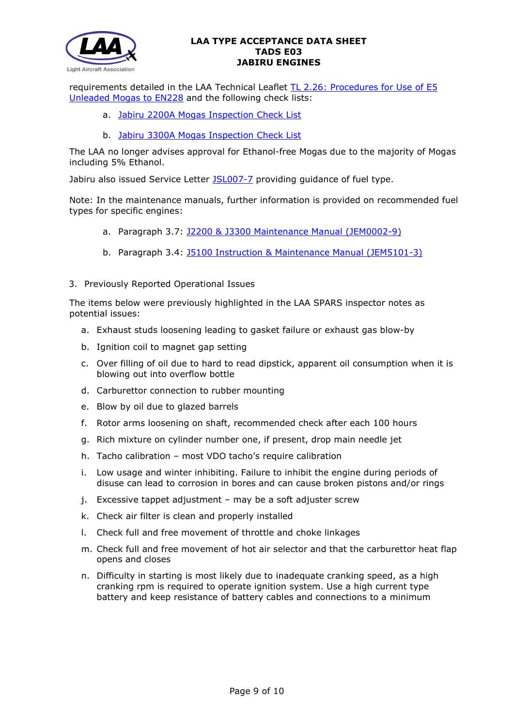requirements detailed in the LAA Technical Leaflet TL 2.26: Procedures for Use of E5 Unleaded Mogas to EN228 and the following check lists:

a. Jabiru 2200A Mogas Inspection Check List

b. Jabiru 3300A Mogas Inspection Check List

The LAA no longer advises approval for Ethanol-free Mogas due to the majority of Mogas including 5% Ethanol.

Jabiru also issued Service Letter JSL007-7 providing guidance of fuel type.

Note: In the maintenance manuals, further information is provided on recommended fuel types for specific engines:

a. Paragraph 3.7: J2200 & J3300 Maintenance Manual (JEM0002-9)

b. Paragraph 3.4: J5100 Instruction & Maintenance Manual (JEM5101-3)

## 3. Previously Reported Operational Issues

The items below were previously highlighted in the LAA SPARS inspector notes as potential issues:

a. Exhaust studs loosening leading to gasket failure or exhaust gas blow-by

b. Ignition coil to magnet gap setting

c. Over filling of oil due to hard to read dipstick, apparent oil consumption when it is blowing out into overflow bottle

d. Carburettor connection to rubber mounting

e. Blow by oil due to glazed barrels

f. Rotor arms loosening on shaft, recommended check after each 100 hours

g. Rich mixture on cylinder number one, if present, drop main needle jet

h. Tacho calibration – most VDO tacho's require calibration

i. Low usage and winter inhibiting. Failure to inhibit the engine during periods of disuse can lead to corrosion in bores and can cause broken pistons and/or rings

j. Excessive tappet adjustment – may be a soft adjuster screw

k. Check air filter is clean and properly installed

l. Check full and free movement of throttle and choke linkages

m. Check full and free movement of hot air selector and that the carburettor heat flap opens and closes

n. Difficulty in starting is most likely due to inadequate cranking speed, as a high cranking rpm is required to operate ignition system. Use a high current type battery and keep resistance of battery cables and connections to a minimum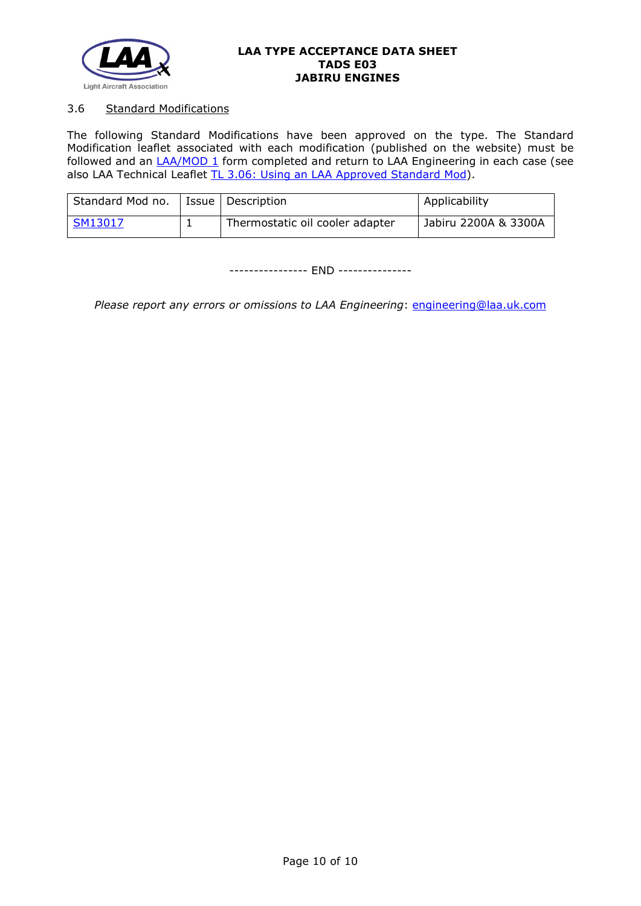### 3.6 Standard Modifications

The following Standard Modifications have been approved on the type. The Standard Modification leaflet associated with each modification (published on the website) must be followed and an LAA/MOD 1 form completed and return to LAA Engineering in each case (see also LAA Technical Leaflet TL 3.06: Using an LAA Approved Standard Mod).

| Standard Mod no. | Issue | Description | Applicability |
|---|---|---|---|
| SM13017 | 1 | Thermostatic oil cooler adapter | Jabiru 2200A & 3300A |

---------------- END ---------------

*Please report any errors or omissions to LAA Engineering*: engineering@laa.uk.com